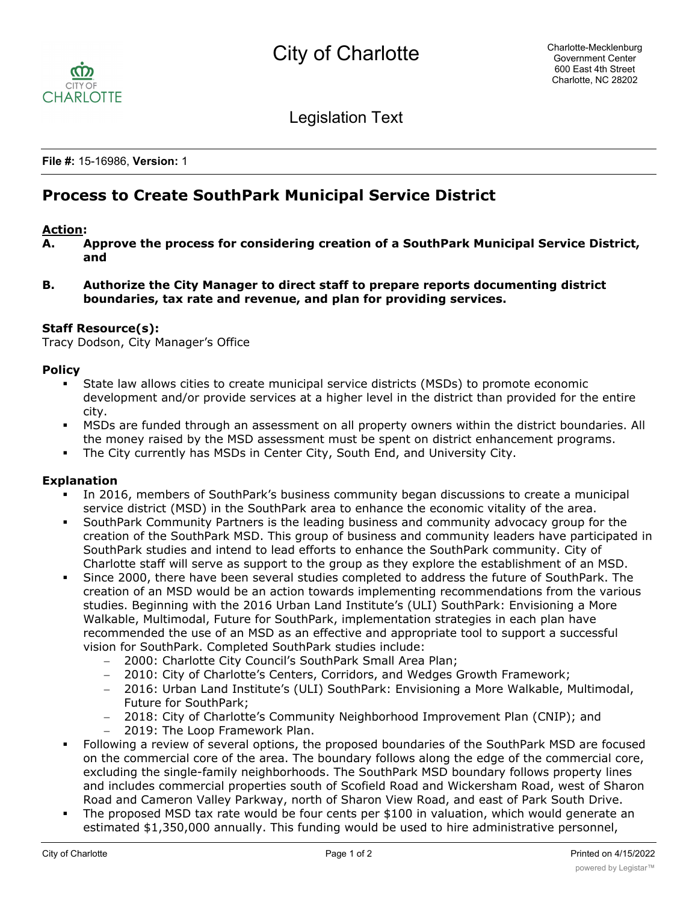City of Charlotte

Charlotte-Mecklenburg Government Center
600 East 4th Street
Charlotte, NC 28202

Legislation Text

**File #:** 15-16986, **Version:** 1

# Process to Create SouthPark Municipal Service District

**Action:**

**A. Approve the process for considering creation of a SouthPark Municipal Service District, and**

**B. Authorize the City Manager to direct staff to prepare reports documenting district boundaries, tax rate and revenue, and plan for providing services.**

**Staff Resource(s):**
Tracy Dodson, City Manager's Office

**Policy**

- State law allows cities to create municipal service districts (MSDs) to promote economic development and/or provide services at a higher level in the district than provided for the entire city.
- MSDs are funded through an assessment on all property owners within the district boundaries. All the money raised by the MSD assessment must be spent on district enhancement programs.
- The City currently has MSDs in Center City, South End, and University City.

**Explanation**

- In 2016, members of SouthPark's business community began discussions to create a municipal service district (MSD) in the SouthPark area to enhance the economic vitality of the area.
- SouthPark Community Partners is the leading business and community advocacy group for the creation of the SouthPark MSD. This group of business and community leaders have participated in SouthPark studies and intend to lead efforts to enhance the SouthPark community. City of Charlotte staff will serve as support to the group as they explore the establishment of an MSD.
- Since 2000, there have been several studies completed to address the future of SouthPark. The creation of an MSD would be an action towards implementing recommendations from the various studies. Beginning with the 2016 Urban Land Institute's (ULI) SouthPark: Envisioning a More Walkable, Multimodal, Future for SouthPark, implementation strategies in each plan have recommended the use of an MSD as an effective and appropriate tool to support a successful vision for SouthPark. Completed SouthPark studies include:
  - 2000: Charlotte City Council's SouthPark Small Area Plan;
  - 2010: City of Charlotte's Centers, Corridors, and Wedges Growth Framework;
  - 2016: Urban Land Institute's (ULI) SouthPark: Envisioning a More Walkable, Multimodal, Future for SouthPark;
  - 2018: City of Charlotte's Community Neighborhood Improvement Plan (CNIP); and
  - 2019: The Loop Framework Plan.
- Following a review of several options, the proposed boundaries of the SouthPark MSD are focused on the commercial core of the area. The boundary follows along the edge of the commercial core, excluding the single-family neighborhoods. The SouthPark MSD boundary follows property lines and includes commercial properties south of Scofield Road and Wickersham Road, west of Sharon Road and Cameron Valley Parkway, north of Sharon View Road, and east of Park South Drive.
- The proposed MSD tax rate would be four cents per $100 in valuation, which would generate an estimated $1,350,000 annually. This funding would be used to hire administrative personnel,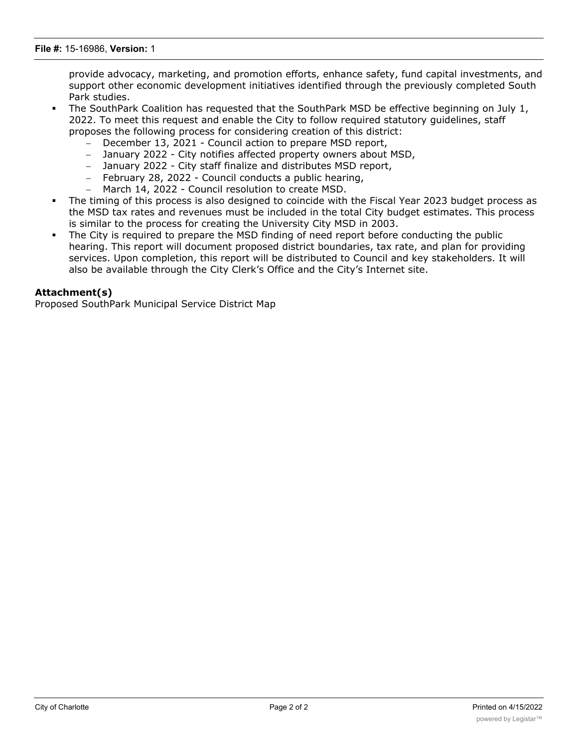provide advocacy, marketing, and promotion efforts, enhance safety, fund capital investments, and support other economic development initiatives identified through the previously completed South Park studies.

- The SouthPark Coalition has requested that the SouthPark MSD be effective beginning on July 1, 2022. To meet this request and enable the City to follow required statutory guidelines, staff proposes the following process for considering creation of this district:
  - December 13, 2021 - Council action to prepare MSD report,
  - January 2022 - City notifies affected property owners about MSD,
  - January 2022 - City staff finalize and distributes MSD report,
  - February 28, 2022 - Council conducts a public hearing,
  - March 14, 2022 - Council resolution to create MSD.
- The timing of this process is also designed to coincide with the Fiscal Year 2023 budget process as the MSD tax rates and revenues must be included in the total City budget estimates. This process is similar to the process for creating the University City MSD in 2003.
- The City is required to prepare the MSD finding of need report before conducting the public hearing. This report will document proposed district boundaries, tax rate, and plan for providing services. Upon completion, this report will be distributed to Council and key stakeholders. It will also be available through the City Clerk's Office and the City's Internet site.

**Attachment(s)**

Proposed SouthPark Municipal Service District Map